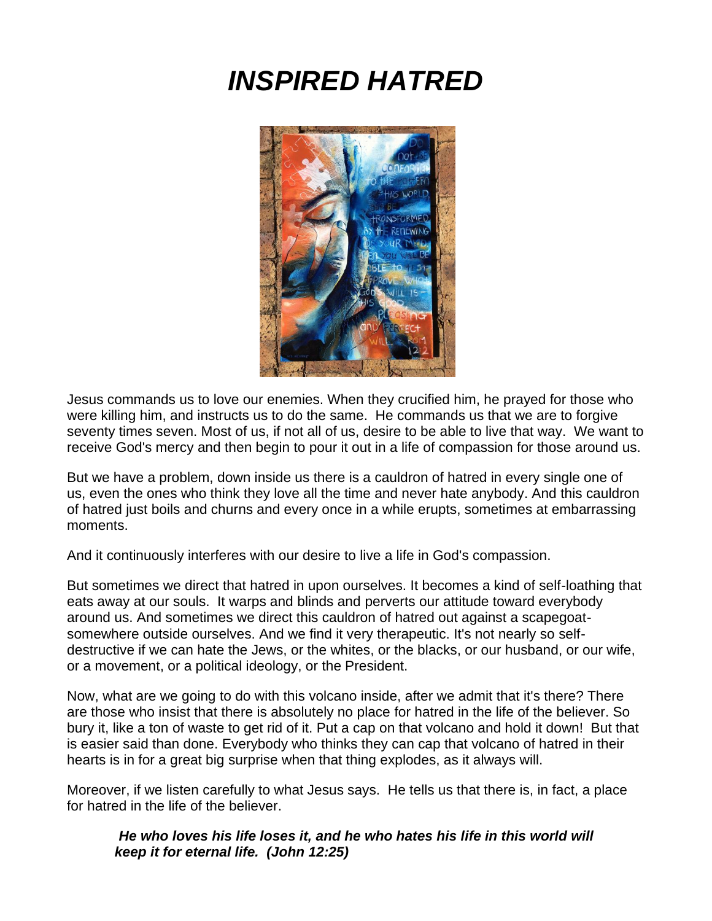# *INSPIRED HATRED*

Jesus commands us to love our enemies. When they crucified him, he prayed for those who were killing him, and instructs us to do the same. He commands us that we are to forgive seventy times seven. Most of us, if not all of us, desire to be able to live that way. We want to receive God's mercy and then begin to pour it out in a life of compassion for those around us.

But we have a problem, down inside us there is a cauldron of hatred in every single one of us, even the ones who think they love all the time and never hate anybody. And this cauldron of hatred just boils and churns and every once in a while erupts, sometimes at embarrassing moments.

And it continuously interferes with our desire to live a life in God's compassion.

But sometimes we direct that hatred in upon ourselves. It becomes a kind of self-loathing that eats away at our souls. It warps and blinds and perverts our attitude toward everybody around us. And sometimes we direct this cauldron of hatred out against a scapegoat-somewhere outside ourselves. And we find it very therapeutic. It's not nearly so self-destructive if we can hate the Jews, or the whites, or the blacks, or our husband, or our wife, or a movement, or a political ideology, or the President.

Now, what are we going to do with this volcano inside, after we admit that it's there? There are those who insist that there is absolutely no place for hatred in the life of the believer. So bury it, like a ton of waste to get rid of it. Put a cap on that volcano and hold it down! But that is easier said than done. Everybody who thinks they can cap that volcano of hatred in their hearts is in for a great big surprise when that thing explodes, as it always will.

Moreover, if we listen carefully to what Jesus says. He tells us that there is, in fact, a place for hatred in the life of the believer.

> ***He who loves his life loses it, and he who hates his life in this world will keep it for eternal life. (John 12:25)***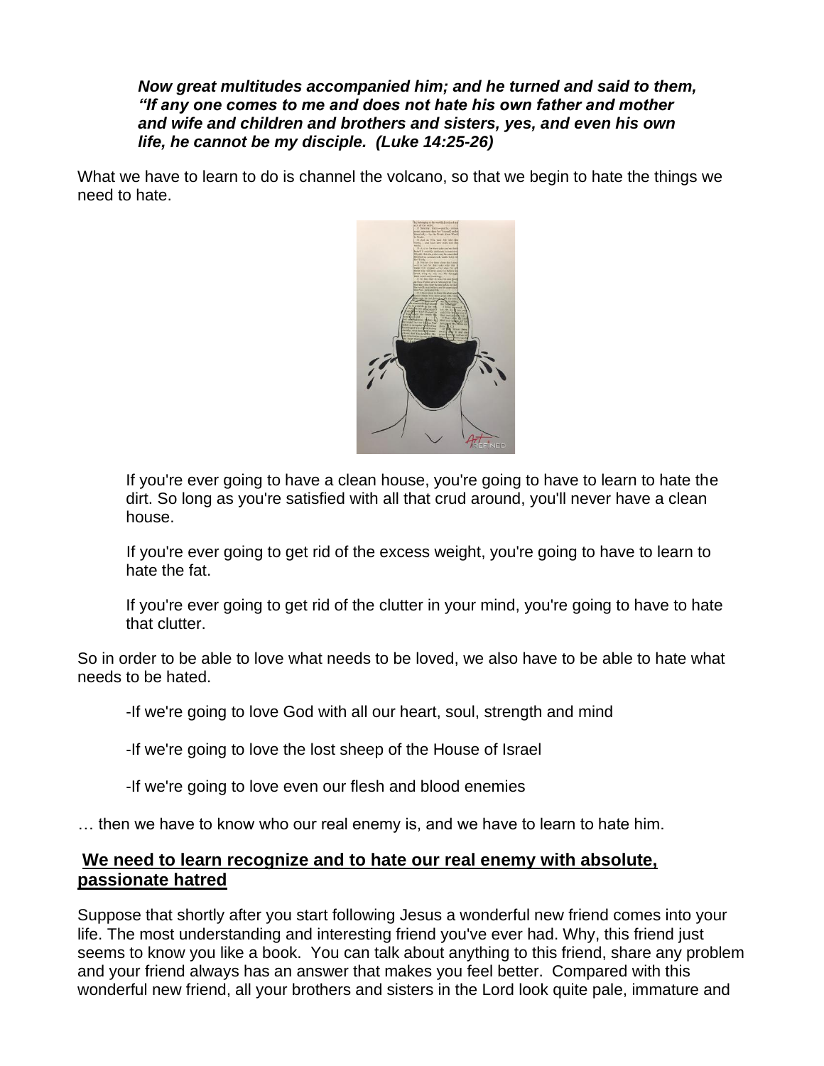***Now great multitudes accompanied him; and he turned and said to them, "If any one comes to me and does not hate his own father and mother and wife and children and brothers and sisters, yes, and even his own life, he cannot be my disciple. (Luke 14:25-26)***

What we have to learn to do is channel the volcano, so that we begin to hate the things we need to hate.

If you're ever going to have a clean house, you're going to have to learn to hate the dirt. So long as you're satisfied with all that crud around, you'll never have a clean house.

If you're ever going to get rid of the excess weight, you're going to have to learn to hate the fat.

If you're ever going to get rid of the clutter in your mind, you're going to have to hate that clutter.

So in order to be able to love what needs to be loved, we also have to be able to hate what needs to be hated.

-If we're going to love God with all our heart, soul, strength and mind

-If we're going to love the lost sheep of the House of Israel

-If we're going to love even our flesh and blood enemies

… then we have to know who our real enemy is, and we have to learn to hate him.

## **<u>We need to learn recognize and to hate our real enemy with absolute, passionate hatred</u>**

Suppose that shortly after you start following Jesus a wonderful new friend comes into your life. The most understanding and interesting friend you've ever had. Why, this friend just seems to know you like a book. You can talk about anything to this friend, share any problem and your friend always has an answer that makes you feel better. Compared with this wonderful new friend, all your brothers and sisters in the Lord look quite pale, immature and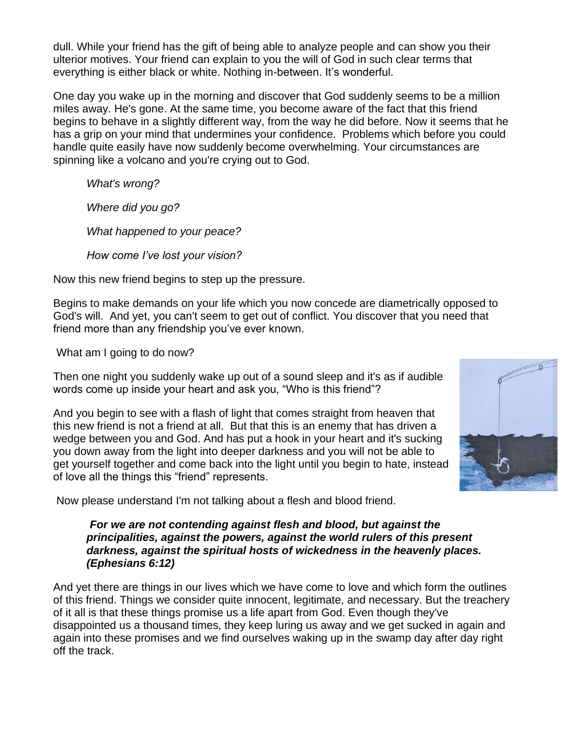dull. While your friend has the gift of being able to analyze people and can show you their ulterior motives. Your friend can explain to you the will of God in such clear terms that everything is either black or white. Nothing in-between. It's wonderful.

One day you wake up in the morning and discover that God suddenly seems to be a million miles away. He's gone. At the same time, you become aware of the fact that this friend begins to behave in a slightly different way, from the way he did before. Now it seems that he has a grip on your mind that undermines your confidence. Problems which before you could handle quite easily have now suddenly become overwhelming. Your circumstances are spinning like a volcano and you're crying out to God.

*What's wrong?*

*Where did you go?*

*What happened to your peace?*

*How come I've lost your vision?*

Now this new friend begins to step up the pressure.

Begins to make demands on your life which you now concede are diametrically opposed to God's will. And yet, you can't seem to get out of conflict. You discover that you need that friend more than any friendship you've ever known.

What am I going to do now?

Then one night you suddenly wake up out of a sound sleep and it's as if audible words come up inside your heart and ask you, "Who is this friend"?

And you begin to see with a flash of light that comes straight from heaven that this new friend is not a friend at all. But that this is an enemy that has driven a wedge between you and God. And has put a hook in your heart and it's sucking you down away from the light into deeper darkness and you will not be able to get yourself together and come back into the light until you begin to hate, instead of love all the things this "friend" represents.

Now please understand I'm not talking about a flesh and blood friend.

> ***For we are not contending against flesh and blood, but against the principalities, against the powers, against the world rulers of this present darkness, against the spiritual hosts of wickedness in the heavenly places. (Ephesians 6:12)***

And yet there are things in our lives which we have come to love and which form the outlines of this friend. Things we consider quite innocent, legitimate, and necessary. But the treachery of it all is that these things promise us a life apart from God. Even though they've disappointed us a thousand times, they keep luring us away and we get sucked in again and again into these promises and we find ourselves waking up in the swamp day after day right off the track.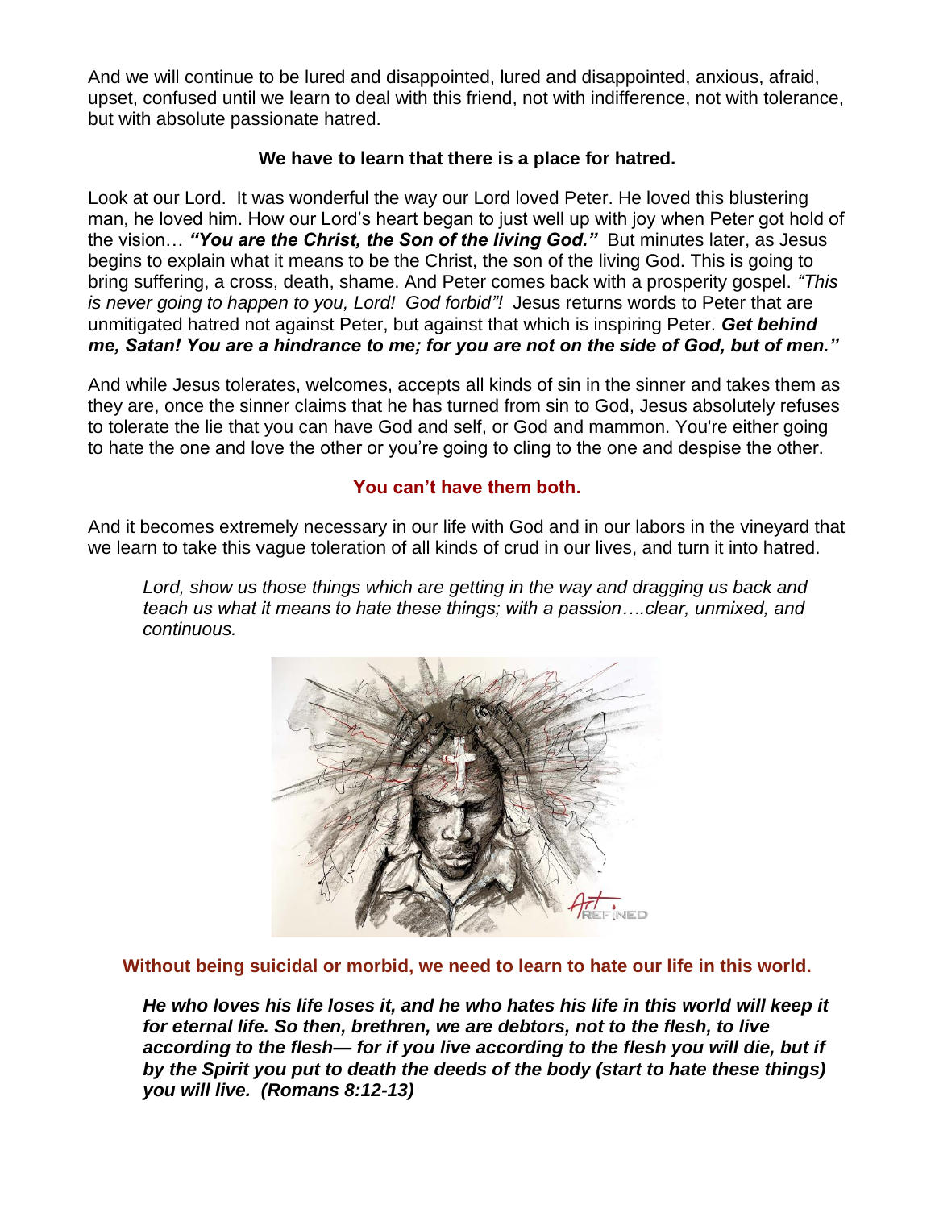And we will continue to be lured and disappointed, lured and disappointed, anxious, afraid, upset, confused until we learn to deal with this friend, not with indifference, not with tolerance, but with absolute passionate hatred.

**We have to learn that there is a place for hatred.**

Look at our Lord. It was wonderful the way our Lord loved Peter. He loved this blustering man, he loved him. How our Lord's heart began to just well up with joy when Peter got hold of the vision… ***"You are the Christ, the Son of the living God."*** But minutes later, as Jesus begins to explain what it means to be the Christ, the son of the living God. This is going to bring suffering, a cross, death, shame. And Peter comes back with a prosperity gospel. *"This is never going to happen to you, Lord! God forbid"!* Jesus returns words to Peter that are unmitigated hatred not against Peter, but against that which is inspiring Peter. ***Get behind me, Satan! You are a hindrance to me; for you are not on the side of God, but of men."***

And while Jesus tolerates, welcomes, accepts all kinds of sin in the sinner and takes them as they are, once the sinner claims that he has turned from sin to God, Jesus absolutely refuses to tolerate the lie that you can have God and self, or God and mammon. You're either going to hate the one and love the other or you're going to cling to the one and despise the other.

**You can't have them both.**

And it becomes extremely necessary in our life with God and in our labors in the vineyard that we learn to take this vague toleration of all kinds of crud in our lives, and turn it into hatred.

> *Lord, show us those things which are getting in the way and dragging us back and teach us what it means to hate these things; with a passion….clear, unmixed, and continuous.*

**Without being suicidal or morbid, we need to learn to hate our life in this world.**

> ***He who loves his life loses it, and he who hates his life in this world will keep it for eternal life. So then, brethren, we are debtors, not to the flesh, to live according to the flesh— for if you live according to the flesh you will die, but if by the Spirit you put to death the deeds of the body (start to hate these things) you will live. (Romans 8:12-13)***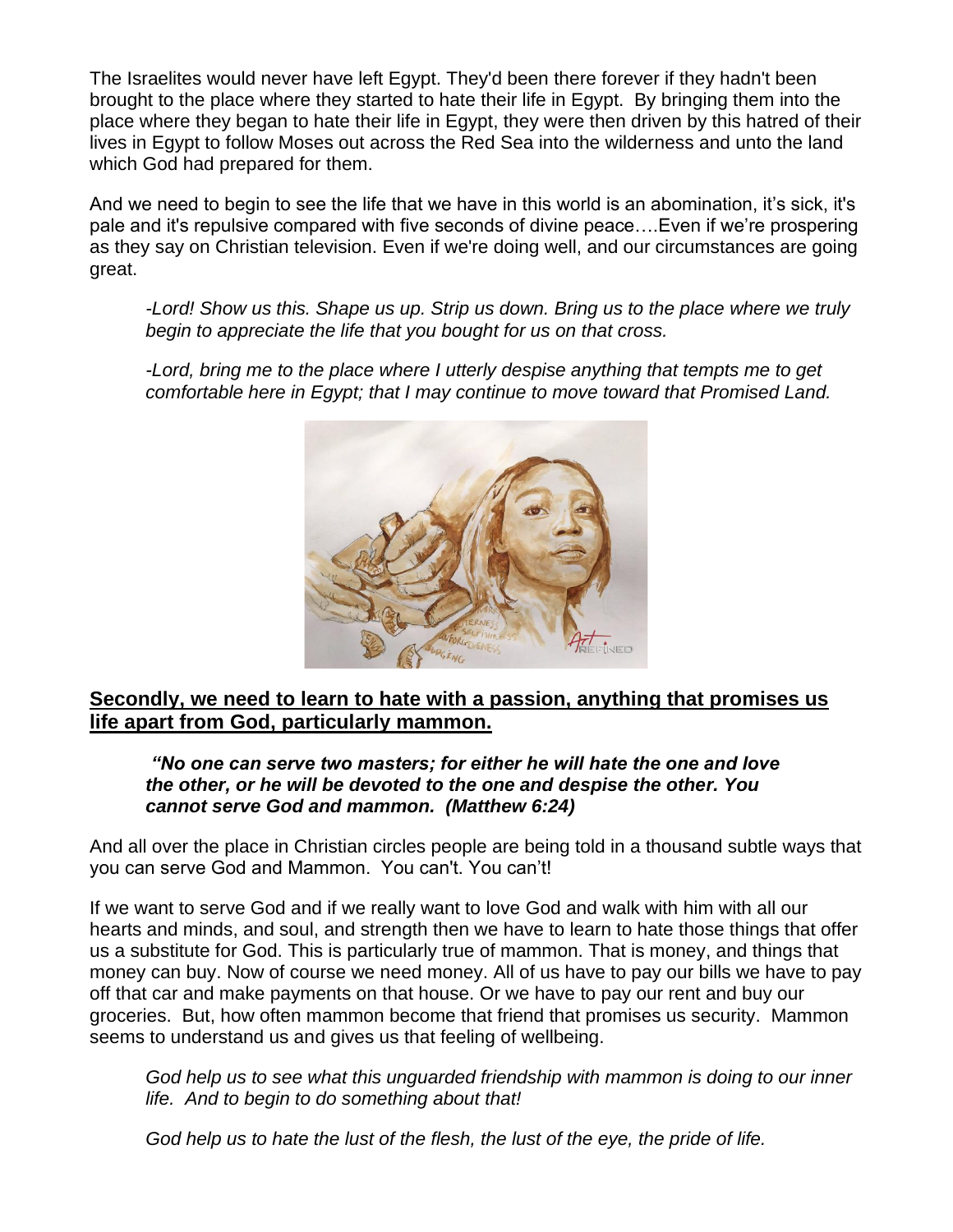The Israelites would never have left Egypt. They'd been there forever if they hadn't been brought to the place where they started to hate their life in Egypt. By bringing them into the place where they began to hate their life in Egypt, they were then driven by this hatred of their lives in Egypt to follow Moses out across the Red Sea into the wilderness and unto the land which God had prepared for them.

And we need to begin to see the life that we have in this world is an abomination, it's sick, it's pale and it's repulsive compared with five seconds of divine peace….Even if we're prospering as they say on Christian television. Even if we're doing well, and our circumstances are going great.

> *-Lord! Show us this. Shape us up. Strip us down. Bring us to the place where we truly begin to appreciate the life that you bought for us on that cross.*
>
> *-Lord, bring me to the place where I utterly despise anything that tempts me to get comfortable here in Egypt; that I may continue to move toward that Promised Land.*

## **<u>Secondly, we need to learn to hate with a passion, anything that promises us life apart from God, particularly mammon.</u>**

> ***"No one can serve two masters; for either he will hate the one and love the other, or he will be devoted to the one and despise the other. You cannot serve God and mammon. (Matthew 6:24)***

And all over the place in Christian circles people are being told in a thousand subtle ways that you can serve God and Mammon. You can't. You can't!

If we want to serve God and if we really want to love God and walk with him with all our hearts and minds, and soul, and strength then we have to learn to hate those things that offer us a substitute for God. This is particularly true of mammon. That is money, and things that money can buy. Now of course we need money. All of us have to pay our bills we have to pay off that car and make payments on that house. Or we have to pay our rent and buy our groceries. But, how often mammon become that friend that promises us security. Mammon seems to understand us and gives us that feeling of wellbeing.

> *God help us to see what this unguarded friendship with mammon is doing to our inner life. And to begin to do something about that!*
>
> *God help us to hate the lust of the flesh, the lust of the eye, the pride of life.*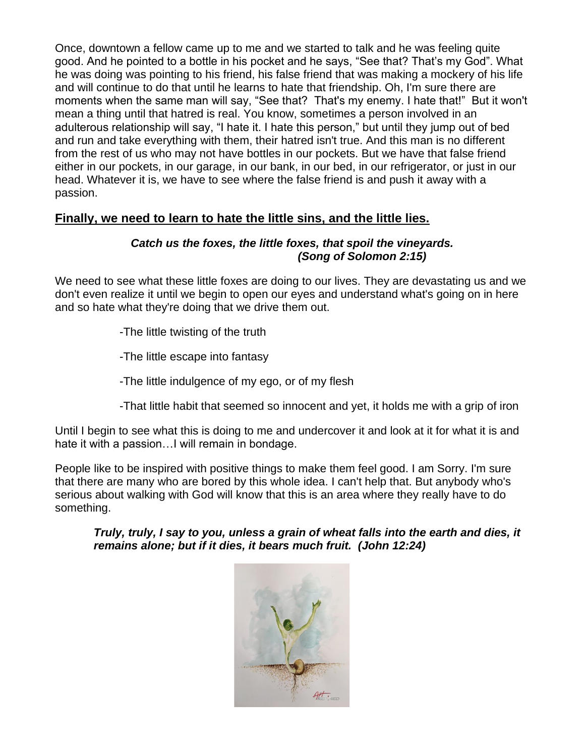Once, downtown a fellow came up to me and we started to talk and he was feeling quite good. And he pointed to a bottle in his pocket and he says, "See that? That's my God". What he was doing was pointing to his friend, his false friend that was making a mockery of his life and will continue to do that until he learns to hate that friendship. Oh, I'm sure there are moments when the same man will say, "See that? That's my enemy. I hate that!" But it won't mean a thing until that hatred is real. You know, sometimes a person involved in an adulterous relationship will say, "I hate it. I hate this person," but until they jump out of bed and run and take everything with them, their hatred isn't true. And this man is no different from the rest of us who may not have bottles in our pockets. But we have that false friend either in our pockets, in our garage, in our bank, in our bed, in our refrigerator, or just in our head. Whatever it is, we have to see where the false friend is and push it away with a passion.

## **Finally, we need to learn to hate the little sins, and the little lies.**

***Catch us the foxes, the little foxes, that spoil the vineyards. (Song of Solomon 2:15)***

We need to see what these little foxes are doing to our lives. They are devastating us and we don't even realize it until we begin to open our eyes and understand what's going on in here and so hate what they're doing that we drive them out.

-The little twisting of the truth

-The little escape into fantasy

-The little indulgence of my ego, or of my flesh

-That little habit that seemed so innocent and yet, it holds me with a grip of iron

Until I begin to see what this is doing to me and undercover it and look at it for what it is and hate it with a passion…I will remain in bondage.

People like to be inspired with positive things to make them feel good. I am Sorry. I'm sure that there are many who are bored by this whole idea. I can't help that. But anybody who's serious about walking with God will know that this is an area where they really have to do something.

***Truly, truly, I say to you, unless a grain of wheat falls into the earth and dies, it remains alone; but if it dies, it bears much fruit. (John 12:24)***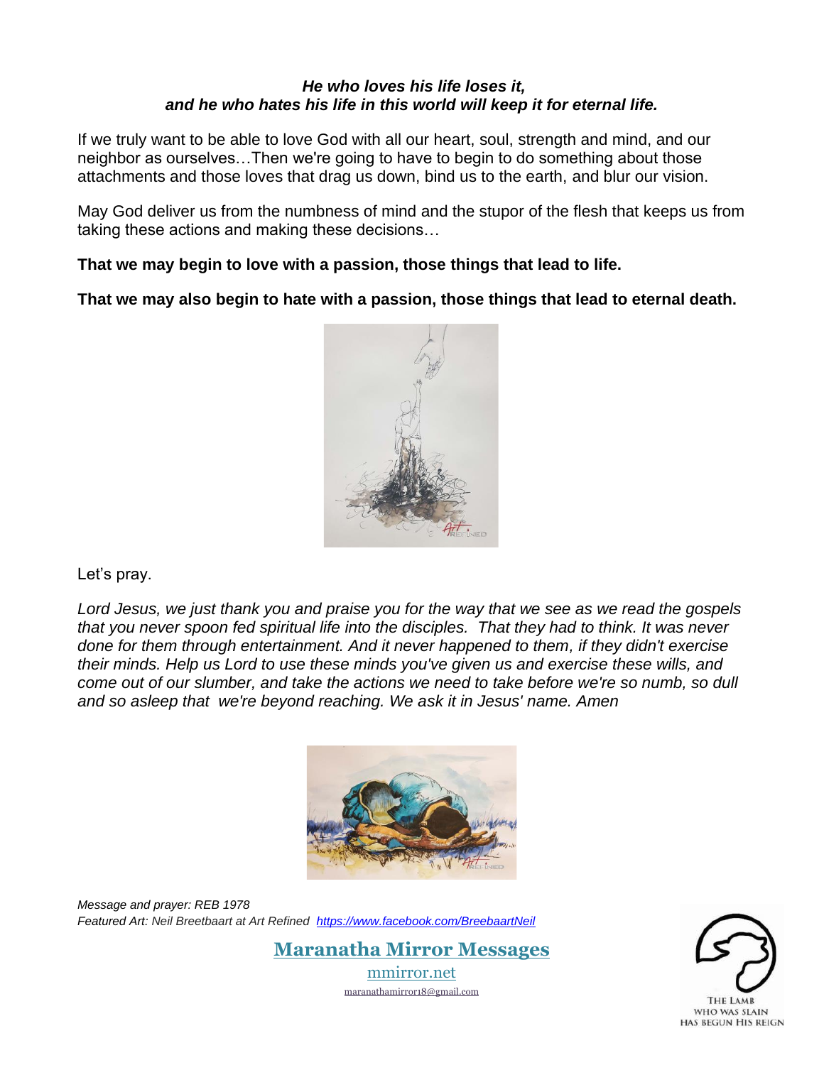***He who loves his life loses it,***
***and he who hates his life in this world will keep it for eternal life.***

If we truly want to be able to love God with all our heart, soul, strength and mind, and our neighbor as ourselves…Then we're going to have to begin to do something about those attachments and those loves that drag us down, bind us to the earth, and blur our vision.

May God deliver us from the numbness of mind and the stupor of the flesh that keeps us from taking these actions and making these decisions…

**That we may begin to love with a passion, those things that lead to life.**

**That we may also begin to hate with a passion, those things that lead to eternal death.**

Let's pray.

*Lord Jesus, we just thank you and praise you for the way that we see as we read the gospels that you never spoon fed spiritual life into the disciples. That they had to think. It was never done for them through entertainment. And it never happened to them, if they didn't exercise their minds. Help us Lord to use these minds you've given us and exercise these wills, and come out of our slumber, and take the actions we need to take before we're so numb, so dull and so asleep that we're beyond reaching. We ask it in Jesus' name. Amen*

*Message and prayer: REB 1978*
*Featured Art: Neil Breetbaart at Art Refined* *https://www.facebook.com/BreebaartNeil*

**Maranatha Mirror Messages**

mmirror.net

maranathamirror18@gmail.com

THE LAMB WHO WAS SLAIN HAS BEGUN HIS REIGN